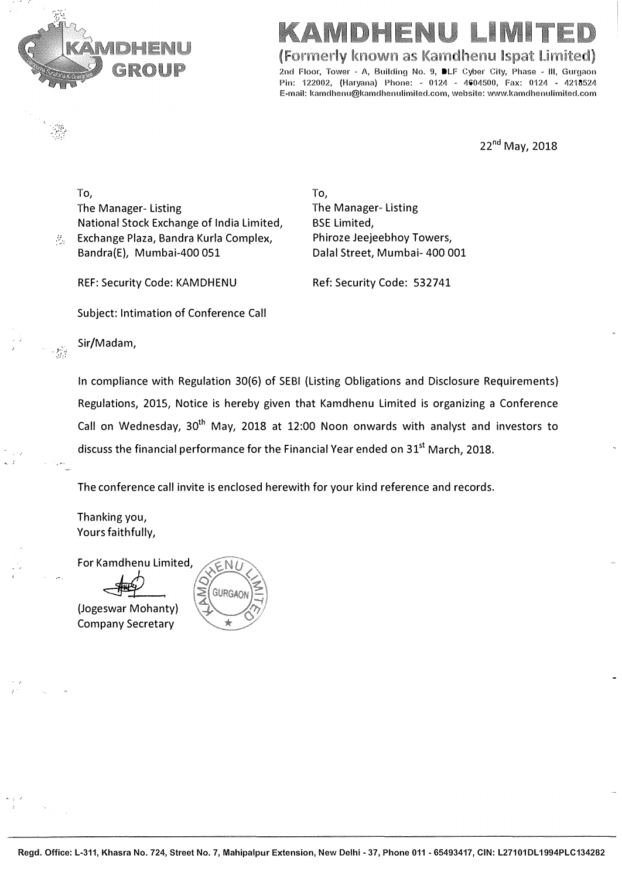# KAMDHENU LIMITED

(Formerly known as Kamdhenu Ispat Limited)

2nd Floor, Tower - A, Building No. 9, DLF Cyber City, Phase - III, Gurgaon Pin: 122002, (Haryana) Phone: - 0124 - 4604500, Fax: 0124 - 4218524 E-mail: kamdhenu@kamdhenulimited.com, website: www.kamdhenulimited.com

22nd May, 2018

To,
The Manager- Listing
National Stock Exchange of India Limited,
Exchange Plaza, Bandra Kurla Complex,
Bandra(E), Mumbai-400 051

REF: Security Code: KAMDHENU

To,
The Manager- Listing
BSE Limited,
Phiroze Jeejeebhoy Towers,
Dalal Street, Mumbai- 400 001

Ref: Security Code: 532741

Subject: Intimation of Conference Call

Sir/Madam,

In compliance with Regulation 30(6) of SEBI (Listing Obligations and Disclosure Requirements) Regulations, 2015, Notice is hereby given that Kamdhenu Limited is organizing a Conference Call on Wednesday, 30th May, 2018 at 12:00 Noon onwards with analyst and investors to discuss the financial performance for the Financial Year ended on 31st March, 2018.

The conference call invite is enclosed herewith for your kind reference and records.

Thanking you,
Yours faithfully,

For Kamdhenu Limited,

(Jogeswar Mohanty)
Company Secretary

Regd. Office: L-311, Khasra No. 724, Street No. 7, Mahipalpur Extension, New Delhi - 37, Phone 011 - 65493417, CIN: L27101DL1994PLC134282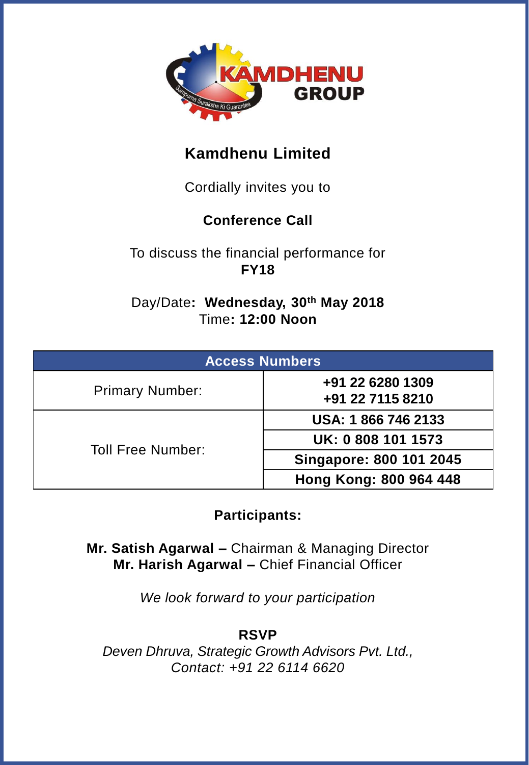KAMDHENU GROUP

Sampurna Suraksha Ki Guarantee

## Kamdhenu Limited

Cordially invites you to

**Conference Call**

To discuss the financial performance for
**FY18**

Day/Date**: Wednesday, 30th May 2018**
Time**: 12:00 Noon**

| Access Numbers | |
|---|---|
| Primary Number: | **+91 22 6280 1309**<br>**+91 22 7115 8210** |
| Toll Free Number: | **USA: 1 866 746 2133** |
| | **UK: 0 808 101 1573** |
| | **Singapore: 800 101 2045** |
| | **Hong Kong: 800 964 448** |

**Participants:**

**Mr. Satish Agarwal –** Chairman & Managing Director
**Mr. Harish Agarwal –** Chief Financial Officer

*We look forward to your participation*

**RSVP**
*Deven Dhruva, Strategic Growth Advisors Pvt. Ltd.,*
*Contact: +91 22 6114 6620*